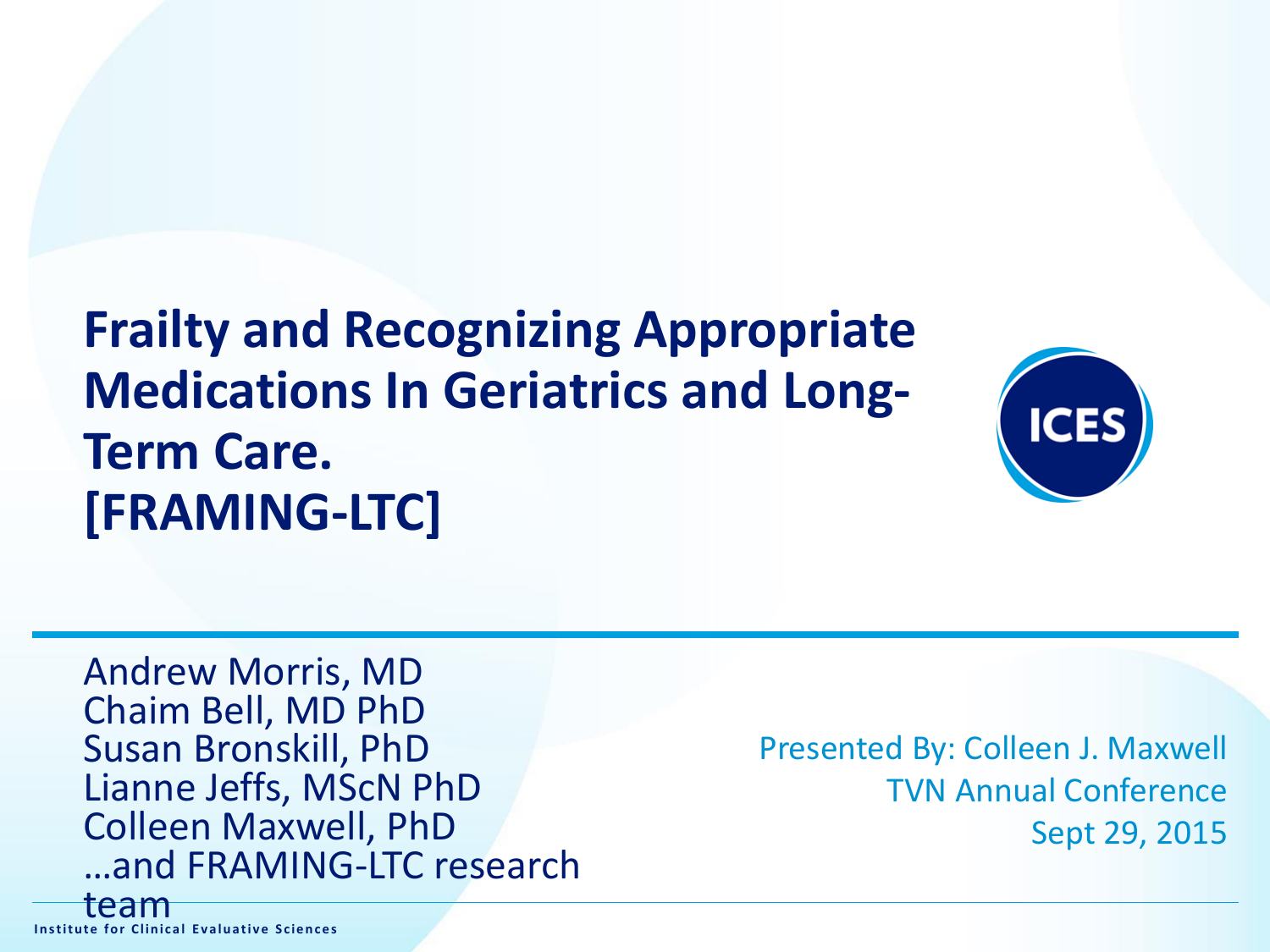# Frailty and Recognizing Appropriate Medications In Geriatrics and Long-Term Care. [FRAMING-LTC]

ICES

Andrew Morris, MD
Chaim Bell, MD PhD
Susan Bronskill, PhD
Lianne Jeffs, MScN PhD
Colleen Maxwell, PhD
…and FRAMING-LTC research team

Presented By: Colleen J. Maxwell
TVN Annual Conference
Sept 29, 2015

Institute for Clinical Evaluative Sciences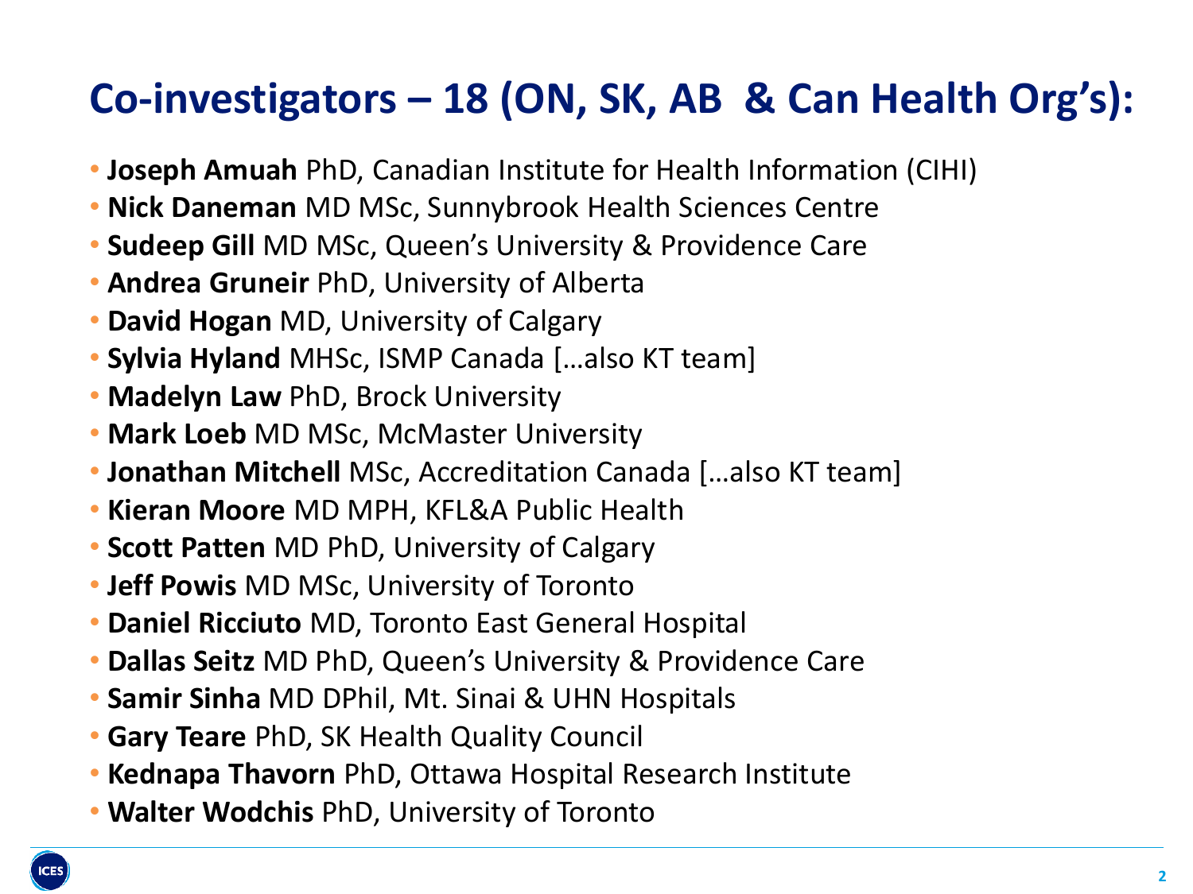# Co-investigators – 18 (ON, SK, AB & Can Health Org's):

- **Joseph Amuah** PhD, Canadian Institute for Health Information (CIHI)
- **Nick Daneman** MD MSc, Sunnybrook Health Sciences Centre
- **Sudeep Gill** MD MSc, Queen's University & Providence Care
- **Andrea Gruneir** PhD, University of Alberta
- **David Hogan** MD, University of Calgary
- **Sylvia Hyland** MHSc, ISMP Canada […also KT team]
- **Madelyn Law** PhD, Brock University
- **Mark Loeb** MD MSc, McMaster University
- **Jonathan Mitchell** MSc, Accreditation Canada […also KT team]
- **Kieran Moore** MD MPH, KFL&A Public Health
- **Scott Patten** MD PhD, University of Calgary
- **Jeff Powis** MD MSc, University of Toronto
- **Daniel Ricciuto** MD, Toronto East General Hospital
- **Dallas Seitz** MD PhD, Queen's University & Providence Care
- **Samir Sinha** MD DPhil, Mt. Sinai & UHN Hospitals
- **Gary Teare** PhD, SK Health Quality Council
- **Kednapa Thavorn** PhD, Ottawa Hospital Research Institute
- **Walter Wodchis** PhD, University of Toronto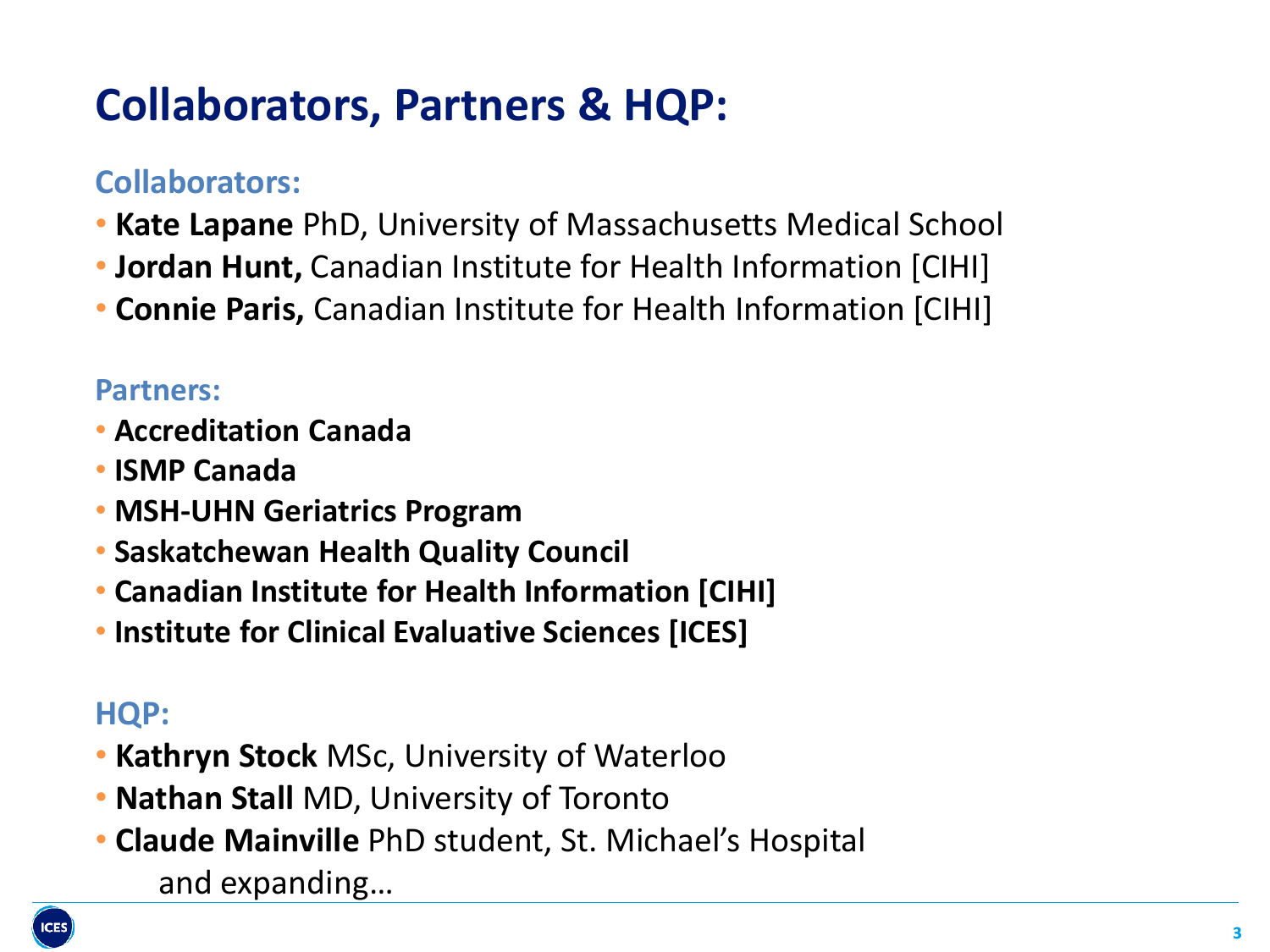# Collaborators, Partners & HQP:

## Collaborators:

- **Kate Lapane** PhD, University of Massachusetts Medical School
- **Jordan Hunt,** Canadian Institute for Health Information [CIHI]
- **Connie Paris,** Canadian Institute for Health Information [CIHI]

## Partners:

- **Accreditation Canada**
- **ISMP Canada**
- **MSH-UHN Geriatrics Program**
- **Saskatchewan Health Quality Council**
- **Canadian Institute for Health Information [CIHI]**
- **Institute for Clinical Evaluative Sciences [ICES]**

## HQP:

- **Kathryn Stock** MSc, University of Waterloo
- **Nathan Stall** MD, University of Toronto
- **Claude Mainville** PhD student, St. Michael's Hospital

  and expanding…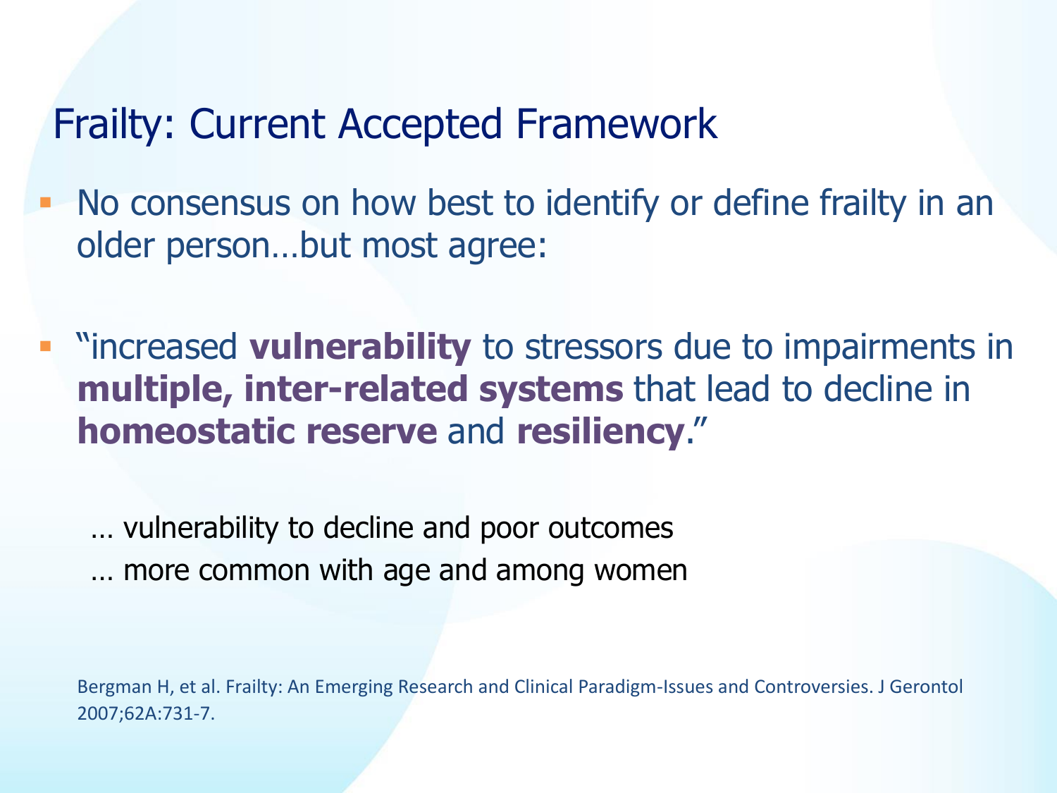# Frailty: Current Accepted Framework

- No consensus on how best to identify or define frailty in an older person…but most agree:
- "increased **vulnerability** to stressors due to impairments in **multiple, inter-related systems** that lead to decline in **homeostatic reserve** and **resiliency**."

… vulnerability to decline and poor outcomes

… more common with age and among women

Bergman H, et al. Frailty: An Emerging Research and Clinical Paradigm-Issues and Controversies. J Gerontol 2007;62A:731-7.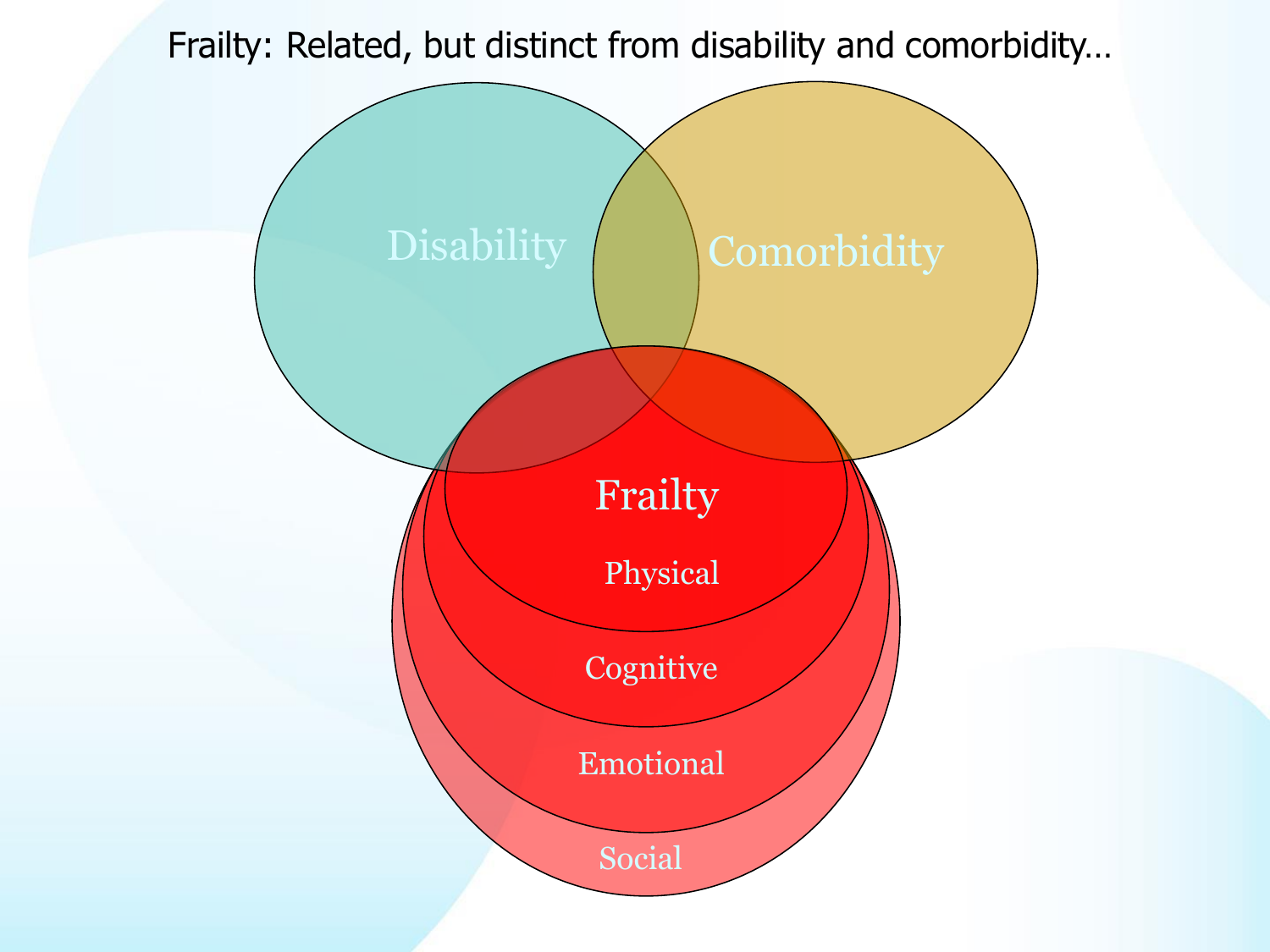# Frailty: Related, but distinct from disability and comorbidity…

Disability

Comorbidity

Frailty

Physical

Cognitive

Emotional

Social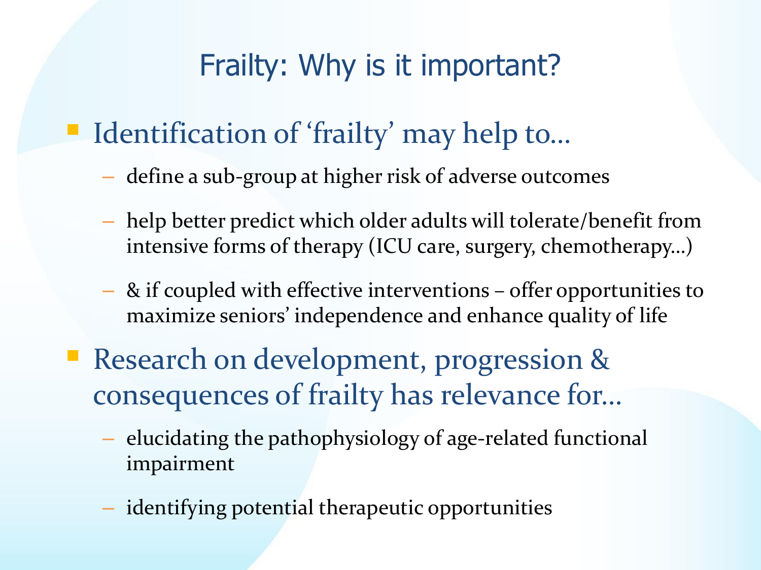# Frailty: Why is it important?

- Identification of ‘frailty’ may help to…
  - define a sub-group at higher risk of adverse outcomes
  - help better predict which older adults will tolerate/benefit from intensive forms of therapy (ICU care, surgery, chemotherapy…)
  - & if coupled with effective interventions – offer opportunities to maximize seniors’ independence and enhance quality of life
- Research on development, progression & consequences of frailty has relevance for…
  - elucidating the pathophysiology of age-related functional impairment
  - identifying potential therapeutic opportunities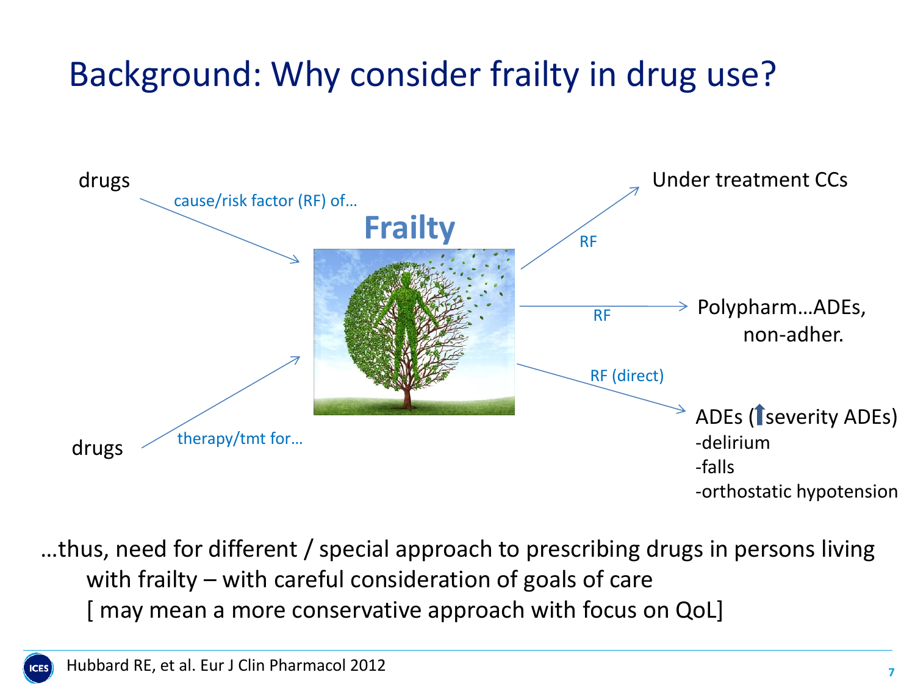# Background: Why consider frailty in drug use?

drugs — cause/risk factor (RF) of… → **Frailty**

drugs — therapy/tmt for… → **Frailty**

**Frailty** → RF → Under treatment CCs

**Frailty** → RF → Polypharm…ADEs, non-adher.

**Frailty** → RF (direct) → ADEs (↑severity ADEs)
- -delirium
- -falls
- -orthostatic hypotension

…thus, need for different / special approach to prescribing drugs in persons living with frailty – with careful consideration of goals of care
[ may mean a more conservative approach with focus on QoL]

Hubbard RE, et al. Eur J Clin Pharmacol 2012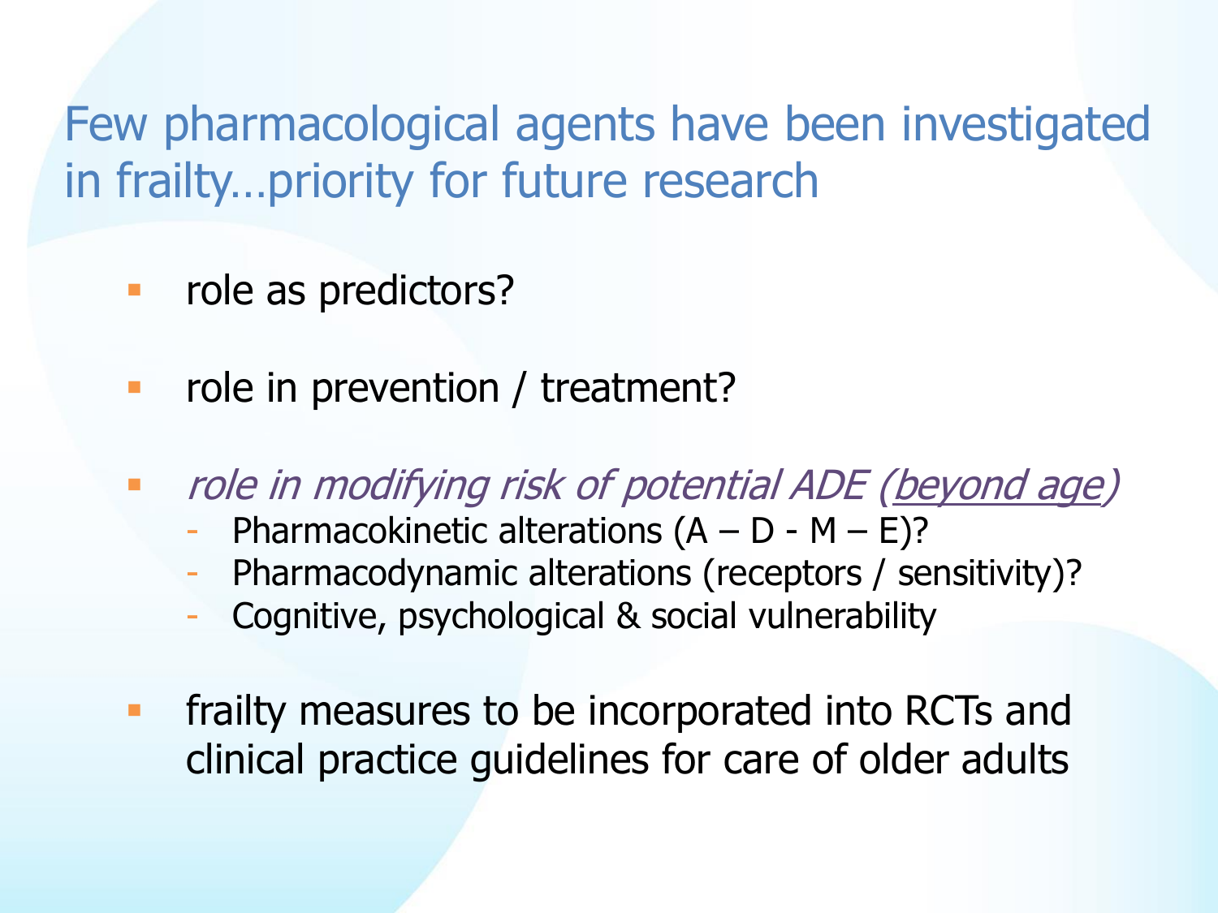# Few pharmacological agents have been investigated in frailty…priority for future research

- role as predictors?
- role in prevention / treatment?
- *role in modifying risk of potential ADE (beyond age)*
  - Pharmacokinetic alterations (A – D - M – E)?
  - Pharmacodynamic alterations (receptors / sensitivity)?
  - Cognitive, psychological & social vulnerability
- frailty measures to be incorporated into RCTs and clinical practice guidelines for care of older adults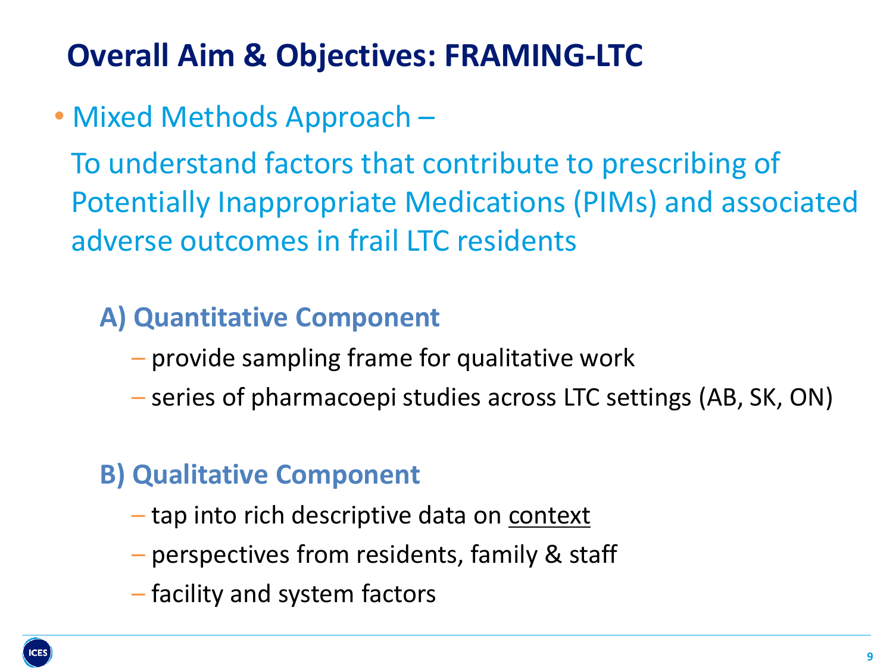# Overall Aim & Objectives: FRAMING-LTC

- Mixed Methods Approach –

  To understand factors that contribute to prescribing of Potentially Inappropriate Medications (PIMs) and associated adverse outcomes in frail LTC residents

### A) Quantitative Component

- provide sampling frame for qualitative work
- series of pharmacoepi studies across LTC settings (AB, SK, ON)

### B) Qualitative Component

- tap into rich descriptive data on <u>context</u>
- perspectives from residents, family & staff
- facility and system factors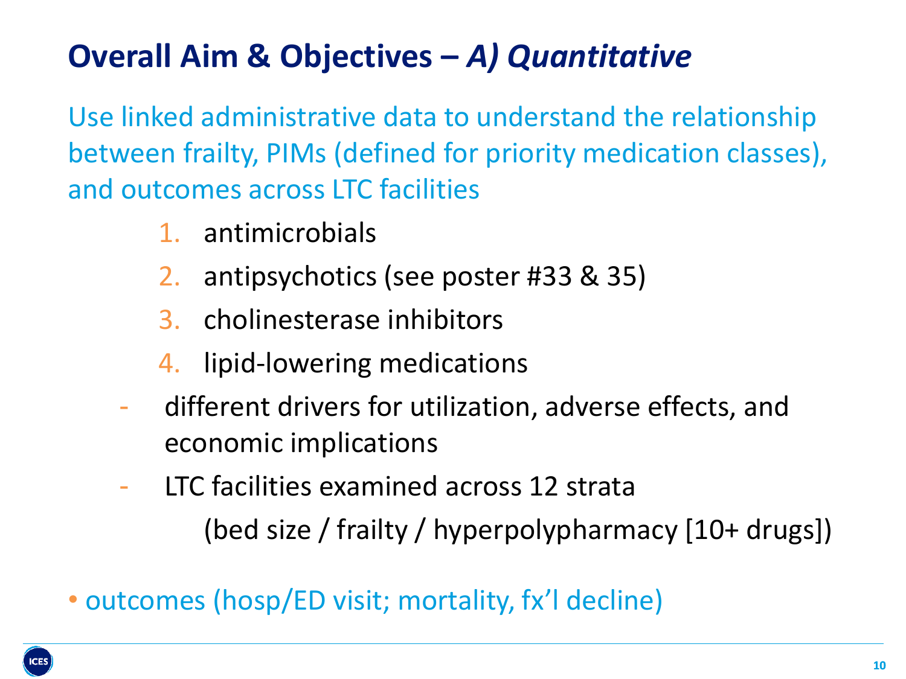# Overall Aim & Objectives – *A) Quantitative*

Use linked administrative data to understand the relationship between frailty, PIMs (defined for priority medication classes), and outcomes across LTC facilities

1. antimicrobials
2. antipsychotics (see poster #33 & 35)
3. cholinesterase inhibitors
4. lipid-lowering medications

- different drivers for utilization, adverse effects, and economic implications
- LTC facilities examined across 12 strata
  (bed size / frailty / hyperpolypharmacy [10+ drugs])

- outcomes (hosp/ED visit; mortality, fx'l decline)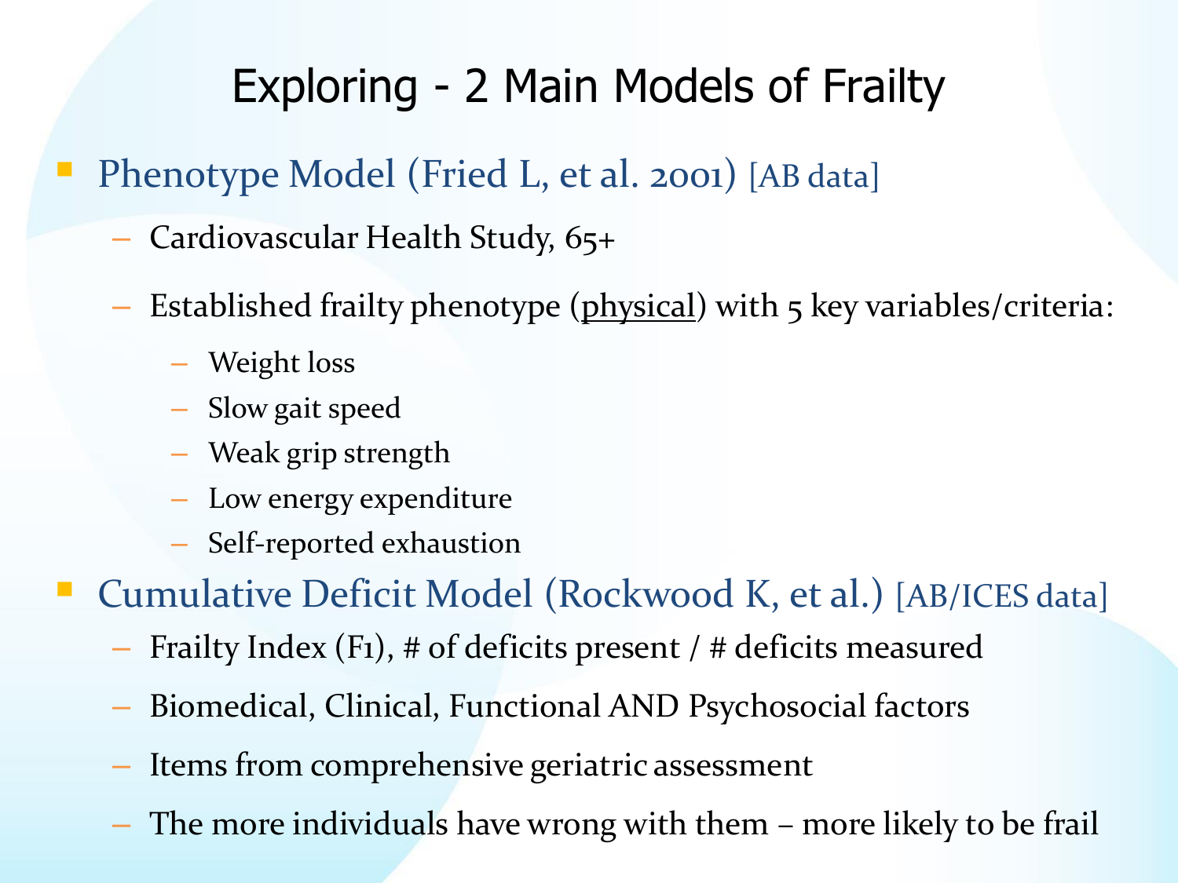# Exploring - 2 Main Models of Frailty

- Phenotype Model (Fried L, et al. 2001) [AB data]
  - Cardiovascular Health Study, 65+
  - Established frailty phenotype (<u>physical</u>) with 5 key variables/criteria:
    - Weight loss
    - Slow gait speed
    - Weak grip strength
    - Low energy expenditure
    - Self-reported exhaustion
- Cumulative Deficit Model (Rockwood K, et al.) [AB/ICES data]
  - Frailty Index (FI), # of deficits present / # deficits measured
  - Biomedical, Clinical, Functional AND Psychosocial factors
  - Items from comprehensive geriatric assessment
  - The more individuals have wrong with them – more likely to be frail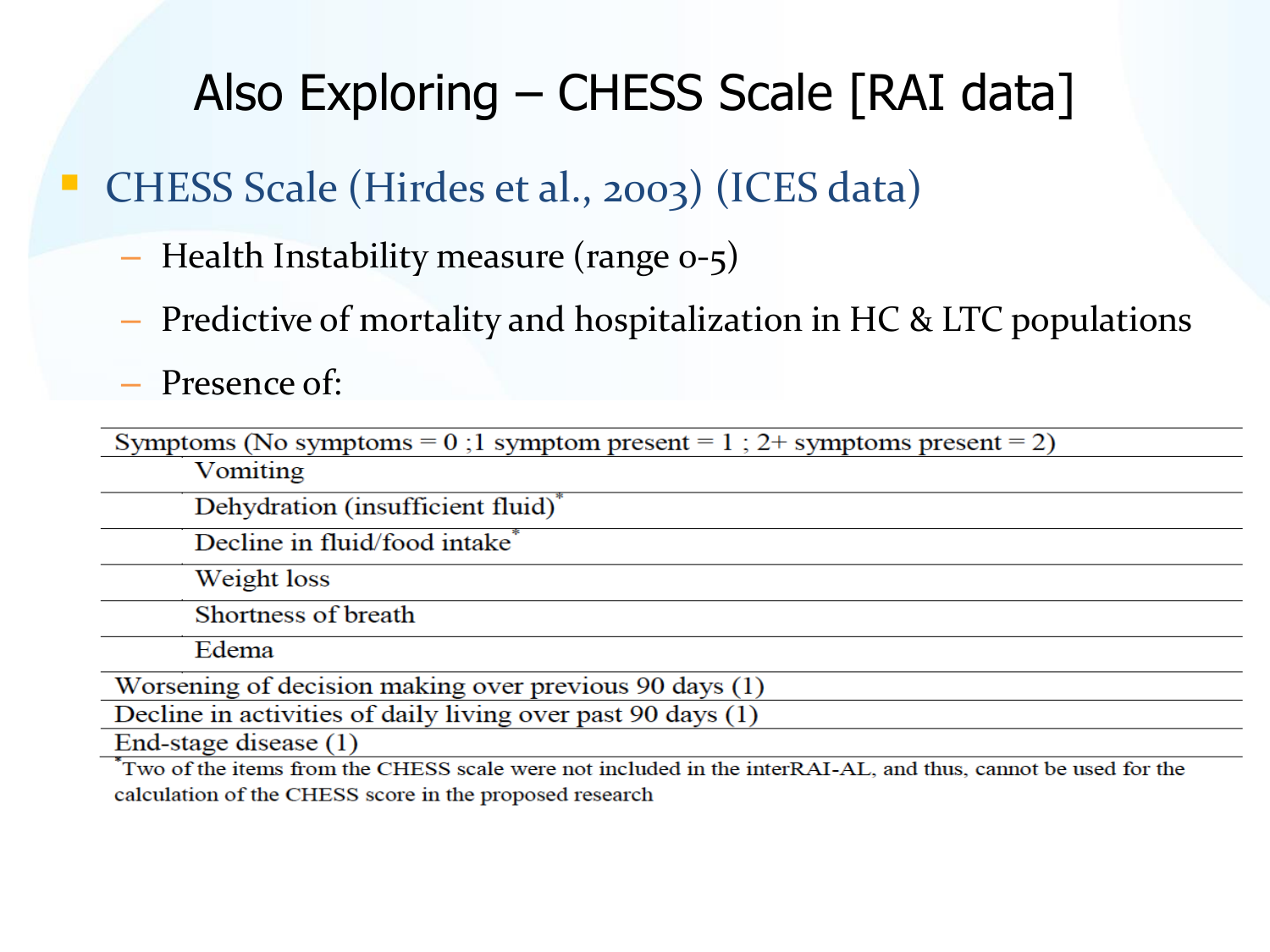# Also Exploring – CHESS Scale [RAI data]

- CHESS Scale (Hirdes et al., 2003) (ICES data)
  - Health Instability measure (range 0-5)
  - Predictive of mortality and hospitalization in HC & LTC populations
  - Presence of:

| Symptoms (No symptoms = 0 ;1 symptom present = 1 ; 2+ symptoms present = 2) |
|---|
| Vomiting |
| Dehydration (insufficient fluid)* |
| Decline in fluid/food intake* |
| Weight loss |
| Shortness of breath |
| Edema |
| Worsening of decision making over previous 90 days (1) |
| Decline in activities of daily living over past 90 days (1) |
| End-stage disease (1) |

*Two of the items from the CHESS scale were not included in the interRAI-AL, and thus, cannot be used for the calculation of the CHESS score in the proposed research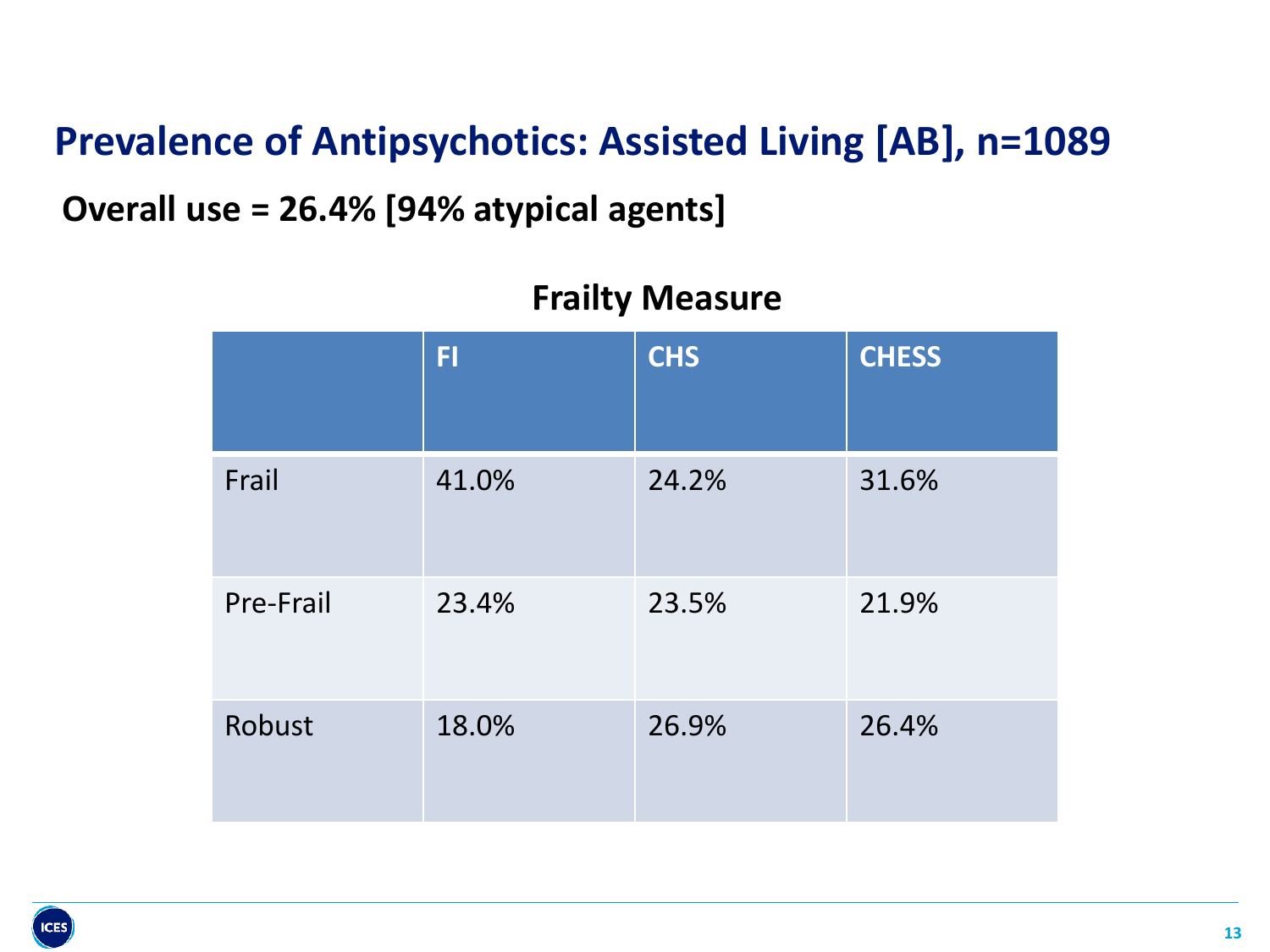# Prevalence of Antipsychotics: Assisted Living [AB], n=1089

**Overall use = 26.4% [94% atypical agents]**

**Frailty Measure**

| | FI | CHS | CHESS |
|---|---|---|---|
| Frail | 41.0% | 24.2% | 31.6% |
| Pre-Frail | 23.4% | 23.5% | 21.9% |
| Robust | 18.0% | 26.9% | 26.4% |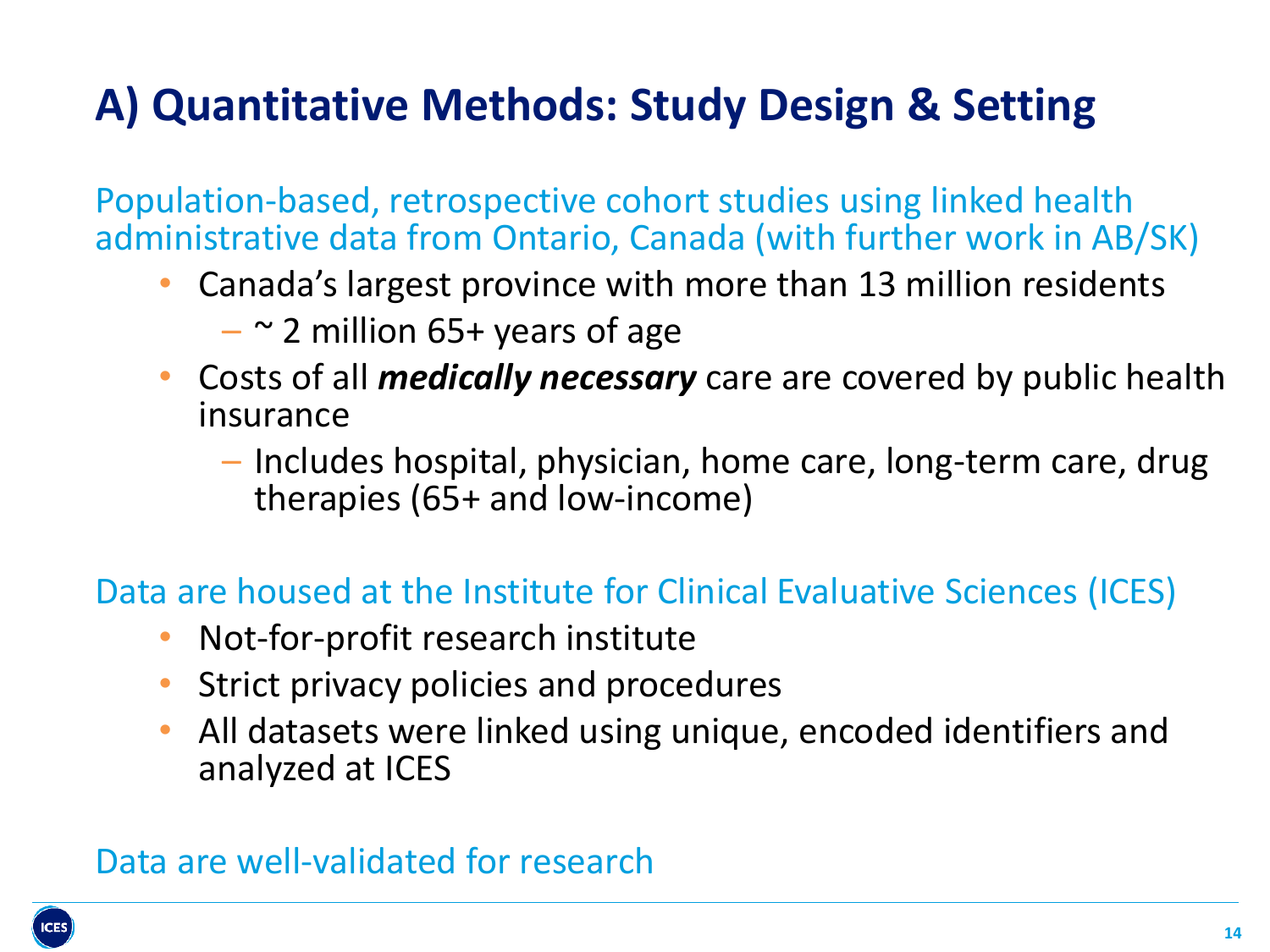# A) Quantitative Methods: Study Design & Setting

Population-based, retrospective cohort studies using linked health administrative data from Ontario, Canada (with further work in AB/SK)

- Canada's largest province with more than 13 million residents
  - ~ 2 million 65+ years of age
- Costs of all ***medically necessary*** care are covered by public health insurance
  - Includes hospital, physician, home care, long-term care, drug therapies (65+ and low-income)

Data are housed at the Institute for Clinical Evaluative Sciences (ICES)

- Not-for-profit research institute
- Strict privacy policies and procedures
- All datasets were linked using unique, encoded identifiers and analyzed at ICES

Data are well-validated for research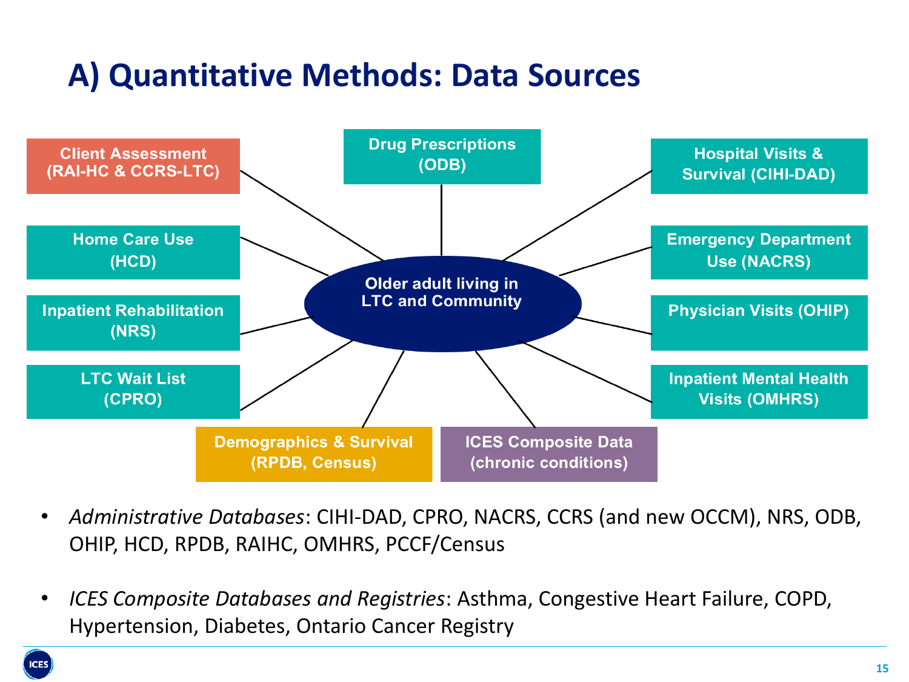# A) Quantitative Methods: Data Sources

- Client Assessment (RAI-HC & CCRS-LTC)
- Drug Prescriptions (ODB)
- Hospital Visits & Survival (CIHI-DAD)
- Home Care Use (HCD)
- Emergency Department Use (NACRS)
- Inpatient Rehabilitation (NRS)
- Physician Visits (OHIP)
- LTC Wait List (CPRO)
- Inpatient Mental Health Visits (OMHRS)
- Demographics & Survival (RPDB, Census)
- ICES Composite Data (chronic conditions)

Older adult living in LTC and Community

- *Administrative Databases*: CIHI-DAD, CPRO, NACRS, CCRS (and new OCCM), NRS, ODB, OHIP, HCD, RPDB, RAIHC, OMHRS, PCCF/Census
- *ICES Composite Databases and Registries*: Asthma, Congestive Heart Failure, COPD, Hypertension, Diabetes, Ontario Cancer Registry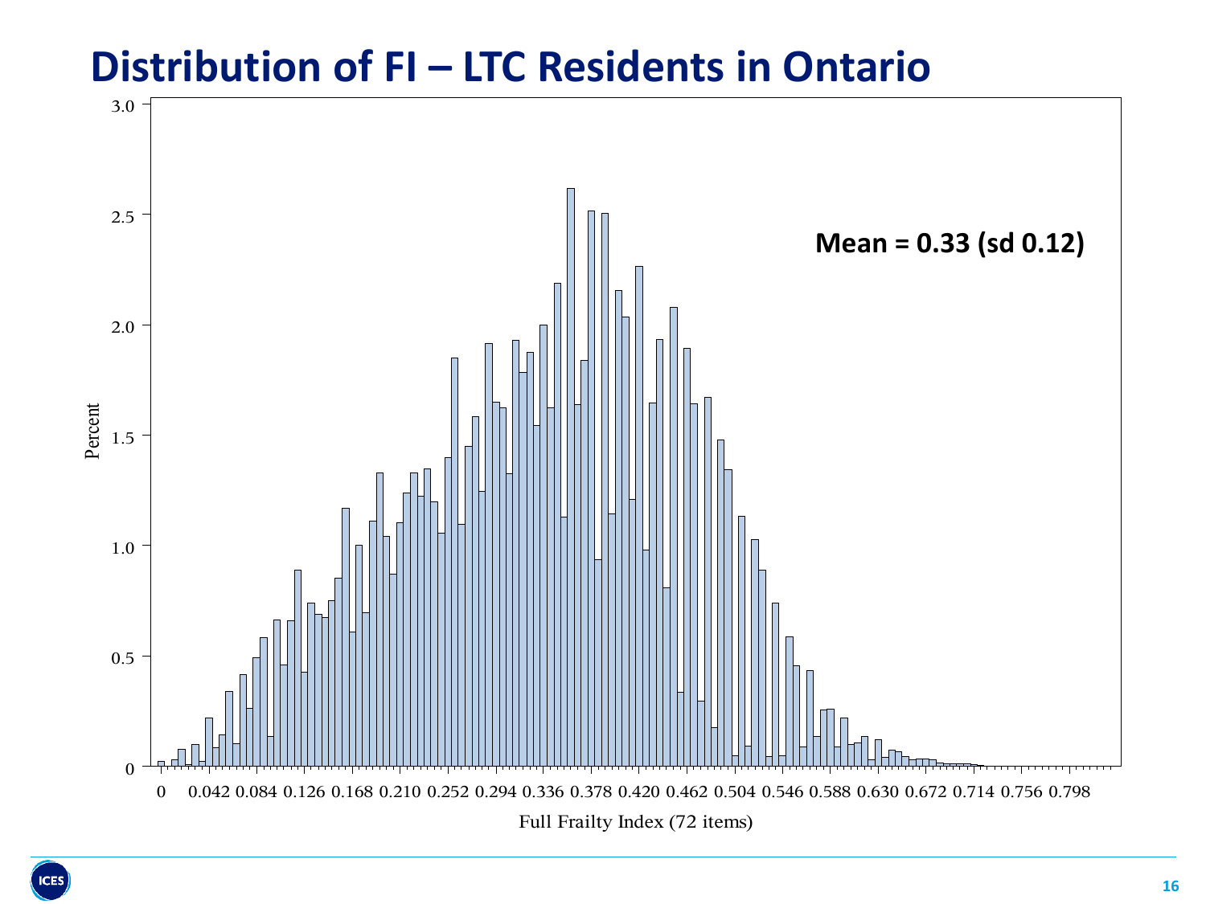# Distribution of FI – LTC Residents in Ontario

Mean = 0.33 (sd 0.12)

Percent

Full Frailty Index (72 items)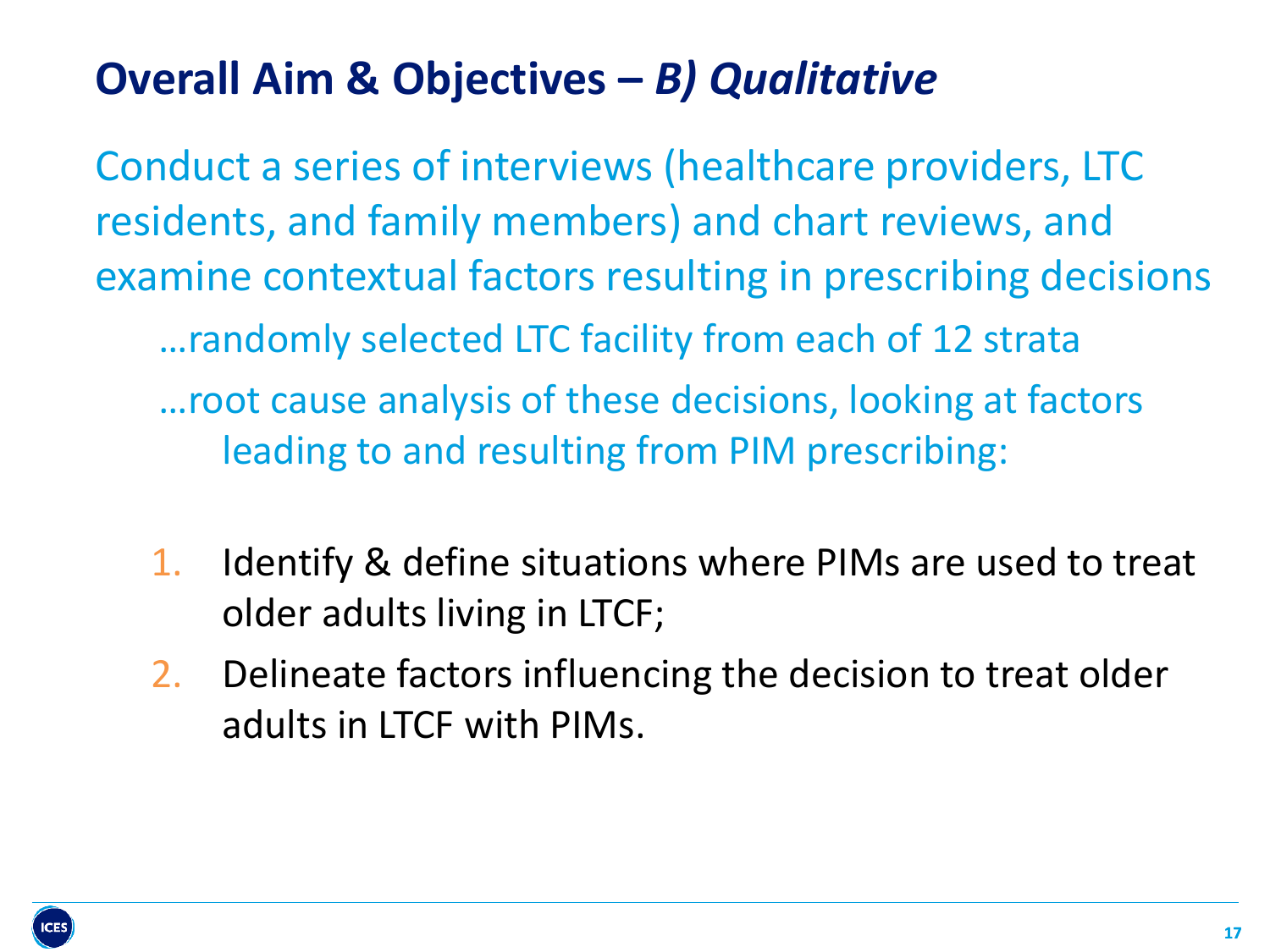# Overall Aim & Objectives – *B) Qualitative*

Conduct a series of interviews (healthcare providers, LTC residents, and family members) and chart reviews, and examine contextual factors resulting in prescribing decisions

…randomly selected LTC facility from each of 12 strata

…root cause analysis of these decisions, looking at factors leading to and resulting from PIM prescribing:

1. Identify & define situations where PIMs are used to treat older adults living in LTCF;
2. Delineate factors influencing the decision to treat older adults in LTCF with PIMs.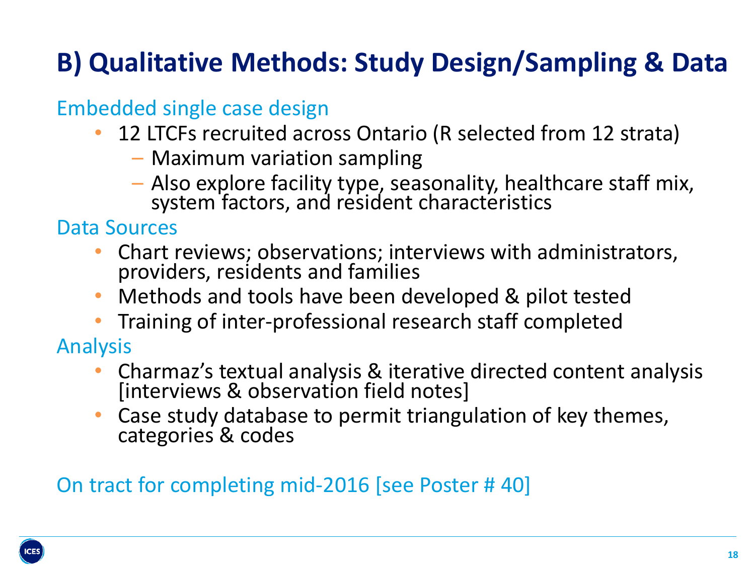# B) Qualitative Methods: Study Design/Sampling & Data

Embedded single case design

- 12 LTCFs recruited across Ontario (R selected from 12 strata)
  - Maximum variation sampling
  - Also explore facility type, seasonality, healthcare staff mix, system factors, and resident characteristics

Data Sources

- Chart reviews; observations; interviews with administrators, providers, residents and families
- Methods and tools have been developed & pilot tested
- Training of inter-professional research staff completed

Analysis

- Charmaz's textual analysis & iterative directed content analysis [interviews & observation field notes]
- Case study database to permit triangulation of key themes, categories & codes

On tract for completing mid-2016 [see Poster # 40]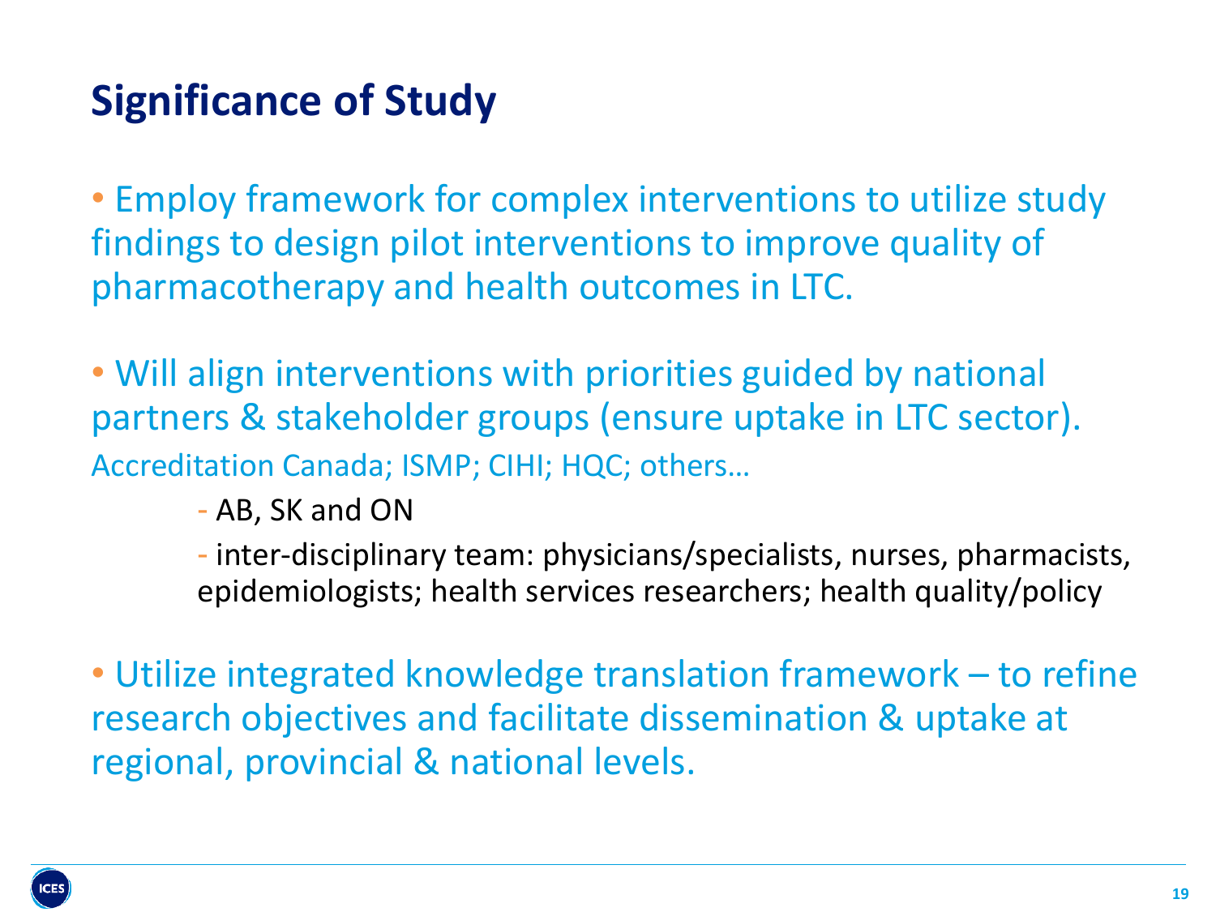# Significance of Study

- Employ framework for complex interventions to utilize study findings to design pilot interventions to improve quality of pharmacotherapy and health outcomes in LTC.

- Will align interventions with priorities guided by national partners & stakeholder groups (ensure uptake in LTC sector).
  Accreditation Canada; ISMP; CIHI; HQC; others…
  - AB, SK and ON
  - inter-disciplinary team: physicians/specialists, nurses, pharmacists, epidemiologists; health services researchers; health quality/policy

- Utilize integrated knowledge translation framework – to refine research objectives and facilitate dissemination & uptake at regional, provincial & national levels.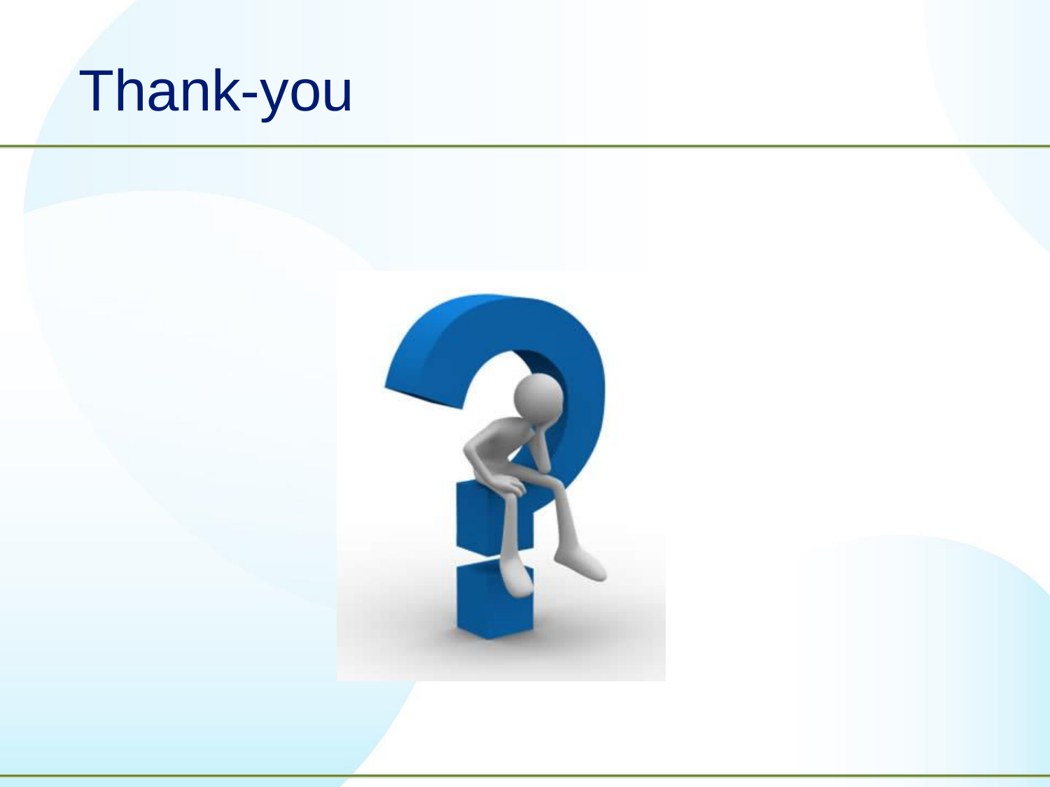# Thank-you